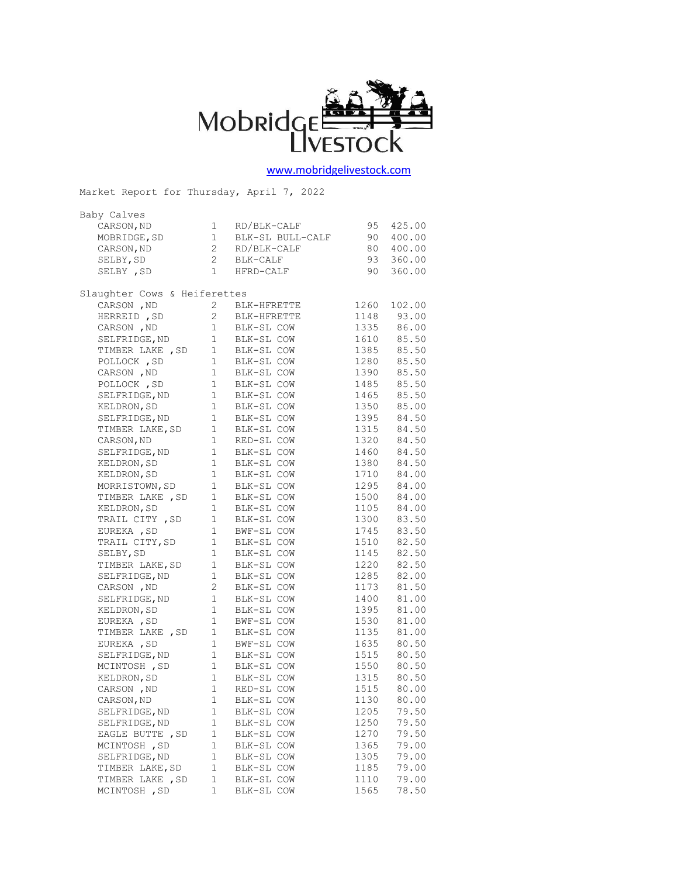Mobridge Livestock

www.mobridgelivestock.com

Market Report for Thursday, April 7, 2022

Baby Calves

| | | | | |
|---|---|---|---|---|
| CARSON,ND | 1 | RD/BLK-CALF | 95 | 425.00 |
| MOBRIDGE,SD | 1 | BLK-SL BULL-CALF | 90 | 400.00 |
| CARSON,ND | 2 | RD/BLK-CALF | 80 | 400.00 |
| SELBY,SD | 2 | BLK-CALF | 93 | 360.00 |
| SELBY ,SD | 1 | HFRD-CALF | 90 | 360.00 |

Slaughter Cows & Heiferettes

| | | | | |
|---|---|---|---|---|
| CARSON ,ND | 2 | BLK-HFRETTE | 1260 | 102.00 |
| HERREID ,SD | 2 | BLK-HFRETTE | 1148 | 93.00 |
| CARSON ,ND | 1 | BLK-SL COW | 1335 | 86.00 |
| SELFRIDGE,ND | 1 | BLK-SL COW | 1610 | 85.50 |
| TIMBER LAKE ,SD | 1 | BLK-SL COW | 1385 | 85.50 |
| POLLOCK ,SD | 1 | BLK-SL COW | 1280 | 85.50 |
| CARSON ,ND | 1 | BLK-SL COW | 1390 | 85.50 |
| POLLOCK ,SD | 1 | BLK-SL COW | 1485 | 85.50 |
| SELFRIDGE,ND | 1 | BLK-SL COW | 1465 | 85.50 |
| KELDRON,SD | 1 | BLK-SL COW | 1350 | 85.00 |
| SELFRIDGE,ND | 1 | BLK-SL COW | 1395 | 84.50 |
| TIMBER LAKE,SD | 1 | BLK-SL COW | 1315 | 84.50 |
| CARSON,ND | 1 | RED-SL COW | 1320 | 84.50 |
| SELFRIDGE,ND | 1 | BLK-SL COW | 1460 | 84.50 |
| KELDRON,SD | 1 | BLK-SL COW | 1380 | 84.50 |
| KELDRON,SD | 1 | BLK-SL COW | 1710 | 84.00 |
| MORRISTOWN,SD | 1 | BLK-SL COW | 1295 | 84.00 |
| TIMBER LAKE ,SD | 1 | BLK-SL COW | 1500 | 84.00 |
| KELDRON,SD | 1 | BLK-SL COW | 1105 | 84.00 |
| TRAIL CITY ,SD | 1 | BLK-SL COW | 1300 | 83.50 |
| EUREKA ,SD | 1 | BWF-SL COW | 1745 | 83.50 |
| TRAIL CITY,SD | 1 | BLK-SL COW | 1510 | 82.50 |
| SELBY,SD | 1 | BLK-SL COW | 1145 | 82.50 |
| TIMBER LAKE,SD | 1 | BLK-SL COW | 1220 | 82.50 |
| SELFRIDGE,ND | 1 | BLK-SL COW | 1285 | 82.00 |
| CARSON ,ND | 2 | BLK-SL COW | 1173 | 81.50 |
| SELFRIDGE,ND | 1 | BLK-SL COW | 1400 | 81.00 |
| KELDRON,SD | 1 | BLK-SL COW | 1395 | 81.00 |
| EUREKA ,SD | 1 | BWF-SL COW | 1530 | 81.00 |
| TIMBER LAKE ,SD | 1 | BLK-SL COW | 1135 | 81.00 |
| EUREKA ,SD | 1 | BWF-SL COW | 1635 | 80.50 |
| SELFRIDGE,ND | 1 | BLK-SL COW | 1515 | 80.50 |
| MCINTOSH ,SD | 1 | BLK-SL COW | 1550 | 80.50 |
| KELDRON,SD | 1 | BLK-SL COW | 1315 | 80.50 |
| CARSON ,ND | 1 | RED-SL COW | 1515 | 80.00 |
| CARSON,ND | 1 | BLK-SL COW | 1130 | 80.00 |
| SELFRIDGE,ND | 1 | BLK-SL COW | 1205 | 79.50 |
| SELFRIDGE,ND | 1 | BLK-SL COW | 1250 | 79.50 |
| EAGLE BUTTE ,SD | 1 | BLK-SL COW | 1270 | 79.50 |
| MCINTOSH ,SD | 1 | BLK-SL COW | 1365 | 79.00 |
| SELFRIDGE,ND | 1 | BLK-SL COW | 1305 | 79.00 |
| TIMBER LAKE,SD | 1 | BLK-SL COW | 1185 | 79.00 |
| TIMBER LAKE ,SD | 1 | BLK-SL COW | 1110 | 79.00 |
| MCINTOSH ,SD | 1 | BLK-SL COW | 1565 | 78.50 |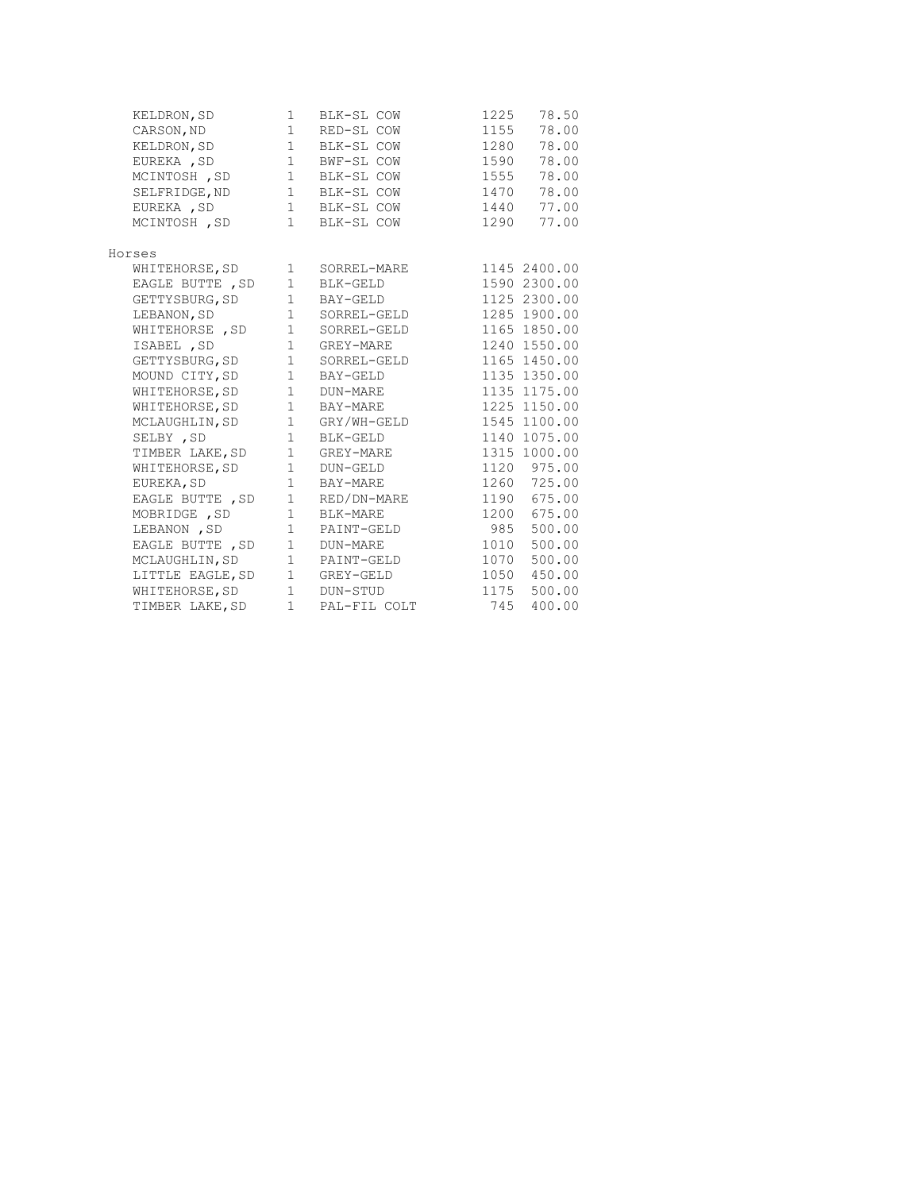| | | | | |
|---|---|---|---|---|
| KELDRON, SD | 1 | BLK-SL COW | 1225 | 78.50 |
| CARSON, ND | 1 | RED-SL COW | 1155 | 78.00 |
| KELDRON, SD | 1 | BLK-SL COW | 1280 | 78.00 |
| EUREKA , SD | 1 | BWF-SL COW | 1590 | 78.00 |
| MCINTOSH , SD | 1 | BLK-SL COW | 1555 | 78.00 |
| SELFRIDGE, ND | 1 | BLK-SL COW | 1470 | 78.00 |
| EUREKA , SD | 1 | BLK-SL COW | 1440 | 77.00 |
| MCINTOSH , SD | 1 | BLK-SL COW | 1290 | 77.00 |

Horses

| | | | | |
|---|---|---|---|---|
| WHITEHORSE, SD | 1 | SORREL-MARE | 1145 | 2400.00 |
| EAGLE BUTTE , SD | 1 | BLK-GELD | 1590 | 2300.00 |
| GETTYSBURG, SD | 1 | BAY-GELD | 1125 | 2300.00 |
| LEBANON, SD | 1 | SORREL-GELD | 1285 | 1900.00 |
| WHITEHORSE , SD | 1 | SORREL-GELD | 1165 | 1850.00 |
| ISABEL , SD | 1 | GREY-MARE | 1240 | 1550.00 |
| GETTYSBURG, SD | 1 | SORREL-GELD | 1165 | 1450.00 |
| MOUND CITY, SD | 1 | BAY-GELD | 1135 | 1350.00 |
| WHITEHORSE, SD | 1 | DUN-MARE | 1135 | 1175.00 |
| WHITEHORSE, SD | 1 | BAY-MARE | 1225 | 1150.00 |
| MCLAUGHLIN, SD | 1 | GRY/WH-GELD | 1545 | 1100.00 |
| SELBY , SD | 1 | BLK-GELD | 1140 | 1075.00 |
| TIMBER LAKE, SD | 1 | GREY-MARE | 1315 | 1000.00 |
| WHITEHORSE, SD | 1 | DUN-GELD | 1120 | 975.00 |
| EUREKA, SD | 1 | BAY-MARE | 1260 | 725.00 |
| EAGLE BUTTE , SD | 1 | RED/DN-MARE | 1190 | 675.00 |
| MOBRIDGE , SD | 1 | BLK-MARE | 1200 | 675.00 |
| LEBANON , SD | 1 | PAINT-GELD | 985 | 500.00 |
| EAGLE BUTTE , SD | 1 | DUN-MARE | 1010 | 500.00 |
| MCLAUGHLIN, SD | 1 | PAINT-GELD | 1070 | 500.00 |
| LITTLE EAGLE, SD | 1 | GREY-GELD | 1050 | 450.00 |
| WHITEHORSE, SD | 1 | DUN-STUD | 1175 | 500.00 |
| TIMBER LAKE, SD | 1 | PAL-FIL COLT | 745 | 400.00 |